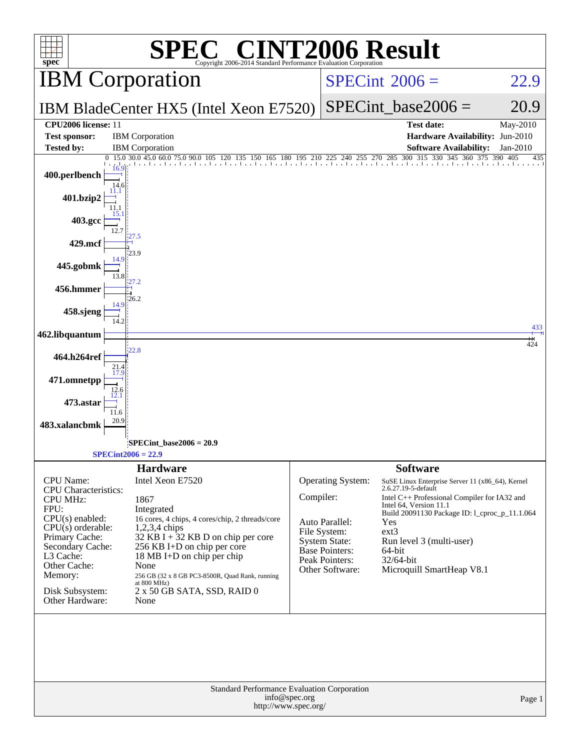# SPEC CINT2006 Result

Copyright 2006-2014 Standard Performance Evaluation Corporation

## IBM Corporation

**IBM BladeCenter HX5 (Intel Xeon E7520)**

SPECint 2006 = 22.9

SPECint_base2006 = 20.9

| | | | |
|---|---|---|---|
| **CPU2006 license:** 11 | | **Test date:** | May-2010 |
| **Test sponsor:** | IBM Corporation | **Hardware Availability:** | Jun-2010 |
| **Tested by:** | IBM Corporation | **Software Availability:** | Jan-2010 |

| Benchmark | Peak | Base |
|---|---|---|
| 400.perlbench | 16.9 | 14.6 |
| 401.bzip2 | 11.1 | 11.1 |
| 403.gcc | 15.1 | 12.7 |
| 429.mcf | 27.5 | 23.9 |
| 445.gobmk | 14.9 | 13.8 |
| 456.hmmer | 27.2 | 26.2 |
| 458.sjeng | 14.9 | 14.2 |
| 462.libquantum | 433 | 424 |
| 464.h264ref | 22.8 | 21.4 |
| 471.omnetpp | 17.9 | 12.6 |
| 473.astar | 12.1 | 11.6 |
| 483.xalancbmk | 20.9 | |

SPECint_base2006 = 20.9

SPECint2006 = 22.9

## Hardware

| | |
|---|---|
| CPU Name: | Intel Xeon E7520 |
| CPU Characteristics: | |
| CPU MHz: | 1867 |
| FPU: | Integrated |
| CPU(s) enabled: | 16 cores, 4 chips, 4 cores/chip, 2 threads/core |
| CPU(s) orderable: | 1,2,3,4 chips |
| Primary Cache: | 32 KB I + 32 KB D on chip per core |
| Secondary Cache: | 256 KB I+D on chip per core |
| L3 Cache: | 18 MB I+D on chip per chip |
| Other Cache: | None |
| Memory: | 256 GB (32 x 8 GB PC3-8500R, Quad Rank, running at 800 MHz) |
| Disk Subsystem: | 2 x 50 GB SATA, SSD, RAID 0 |
| Other Hardware: | None |

## Software

| | |
|---|---|
| Operating System: | SuSE Linux Enterprise Server 11 (x86_64), Kernel 2.6.27.19-5-default |
| Compiler: | Intel C++ Professional Compiler for IA32 and Intel 64, Version 11.1 Build 20091130 Package ID: l_cproc_p_11.1.064 |
| Auto Parallel: | Yes |
| File System: | ext3 |
| System State: | Run level 3 (multi-user) |
| Base Pointers: | 64-bit |
| Peak Pointers: | 32/64-bit |
| Other Software: | Microquill SmartHeap V8.1 |

Standard Performance Evaluation Corporation
info@spec.org
http://www.spec.org/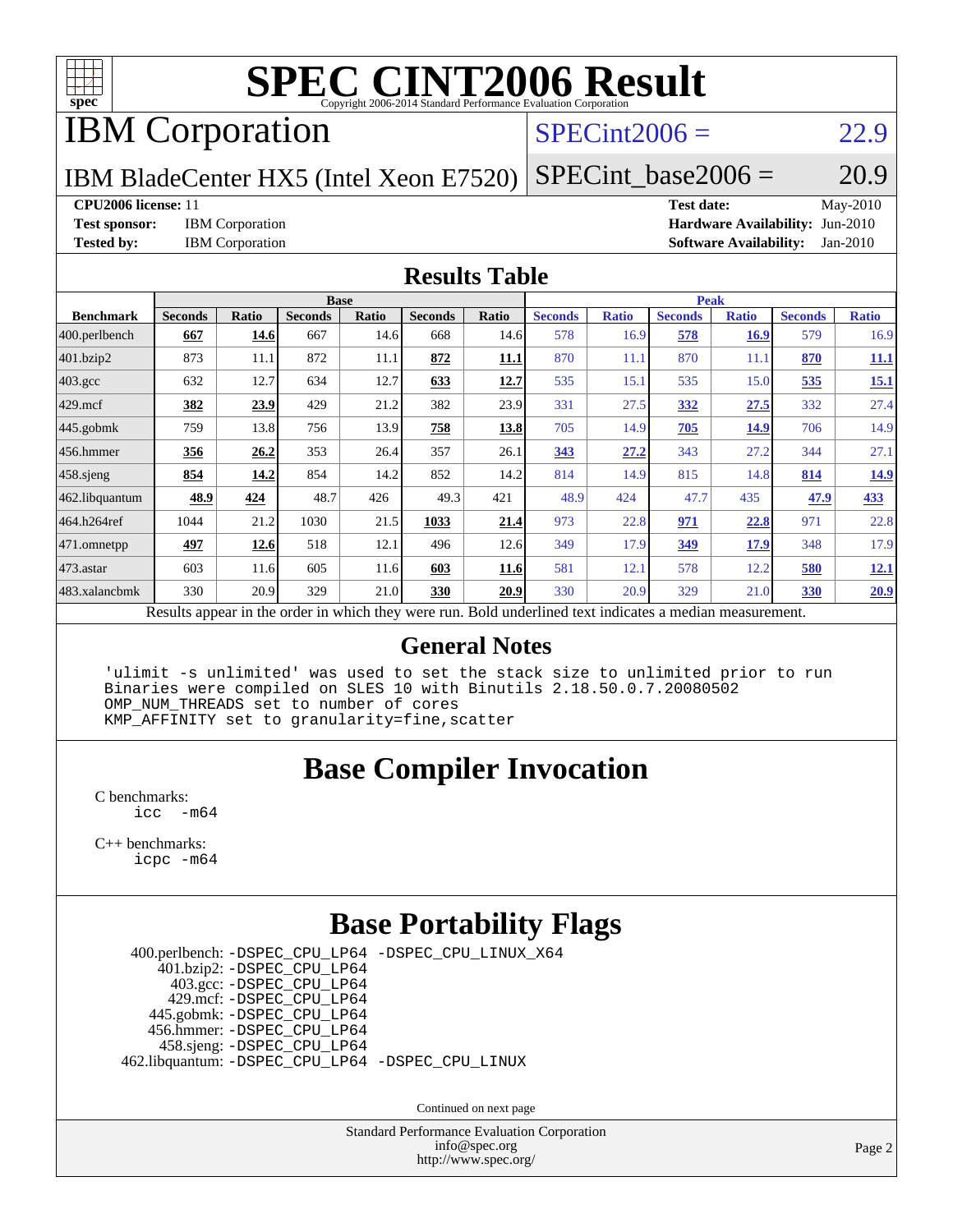# SPEC CINT2006 Result

Copyright 2006-2014 Standard Performance Evaluation Corporation

## IBM Corporation

**IBM BladeCenter HX5 (Intel Xeon E7520)**

SPECint2006 = 22.9

SPECint_base2006 = 20.9

| | | | |
|---|---|---|---|
| **CPU2006 license:** 11 | | **Test date:** | May-2010 |
| **Test sponsor:** | IBM Corporation | **Hardware Availability:** | Jun-2010 |
| **Tested by:** | IBM Corporation | **Software Availability:** | Jan-2010 |

## Results Table

| Benchmark | Base | | | | | | Peak | | | | | |
|---|---|---|---|---|---|---|---|---|---|---|---|---|
| | Seconds | Ratio | Seconds | Ratio | Seconds | Ratio | Seconds | Ratio | Seconds | Ratio | Seconds | Ratio |
| 400.perlbench | **667** | **14.6** | 667 | 14.6 | 668 | 14.6 | 578 | 16.9 | **578** | **16.9** | 579 | 16.9 |
| 401.bzip2 | 873 | 11.1 | 872 | 11.1 | **872** | **11.1** | 870 | 11.1 | 870 | 11.1 | **870** | **11.1** |
| 403.gcc | 632 | 12.7 | 634 | 12.7 | **633** | **12.7** | 535 | 15.1 | 535 | 15.0 | **535** | **15.1** |
| 429.mcf | **382** | **23.9** | 429 | 21.2 | 382 | 23.9 | 331 | 27.5 | **332** | **27.5** | 332 | 27.4 |
| 445.gobmk | 759 | 13.8 | 756 | 13.9 | **758** | **13.8** | 705 | 14.9 | **705** | **14.9** | 706 | 14.9 |
| 456.hmmer | **356** | **26.2** | 353 | 26.4 | 357 | 26.1 | **343** | **27.2** | 343 | 27.2 | 344 | 27.1 |
| 458.sjeng | **854** | **14.2** | 854 | 14.2 | 852 | 14.2 | 814 | 14.9 | 815 | 14.8 | **814** | **14.9** |
| 462.libquantum | **48.9** | **424** | 48.7 | 426 | 49.3 | 421 | 48.9 | 424 | 47.7 | 435 | **47.9** | **433** |
| 464.h264ref | 1044 | 21.2 | 1030 | 21.5 | **1033** | **21.4** | 973 | 22.8 | **971** | **22.8** | 971 | 22.8 |
| 471.omnetpp | **497** | **12.6** | 518 | 12.1 | 496 | 12.6 | 349 | 17.9 | **349** | **17.9** | 348 | 17.9 |
| 473.astar | 603 | 11.6 | 605 | 11.6 | **603** | **11.6** | 581 | 12.1 | 578 | 12.2 | **580** | **12.1** |
| 483.xalancbmk | 330 | 20.9 | 329 | 21.0 | **330** | **20.9** | 330 | 20.9 | 329 | 21.0 | **330** | **20.9** |

Results appear in the order in which they were run. Bold underlined text indicates a median measurement.

## General Notes

```
'ulimit -s unlimited' was used to set the stack size to unlimited prior to run
Binaries were compiled on SLES 10 with Binutils 2.18.50.0.7.20080502
OMP_NUM_THREADS set to number of cores
KMP_AFFINITY set to granularity=fine,scatter
```

## Base Compiler Invocation

C benchmarks:
`icc -m64`

C++ benchmarks:
`icpc -m64`

## Base Portability Flags

400.perlbench: `-DSPEC_CPU_LP64 -DSPEC_CPU_LINUX_X64`
401.bzip2: `-DSPEC_CPU_LP64`
403.gcc: `-DSPEC_CPU_LP64`
429.mcf: `-DSPEC_CPU_LP64`
445.gobmk: `-DSPEC_CPU_LP64`
456.hmmer: `-DSPEC_CPU_LP64`
458.sjeng: `-DSPEC_CPU_LP64`
462.libquantum: `-DSPEC_CPU_LP64 -DSPEC_CPU_LINUX`

Continued on next page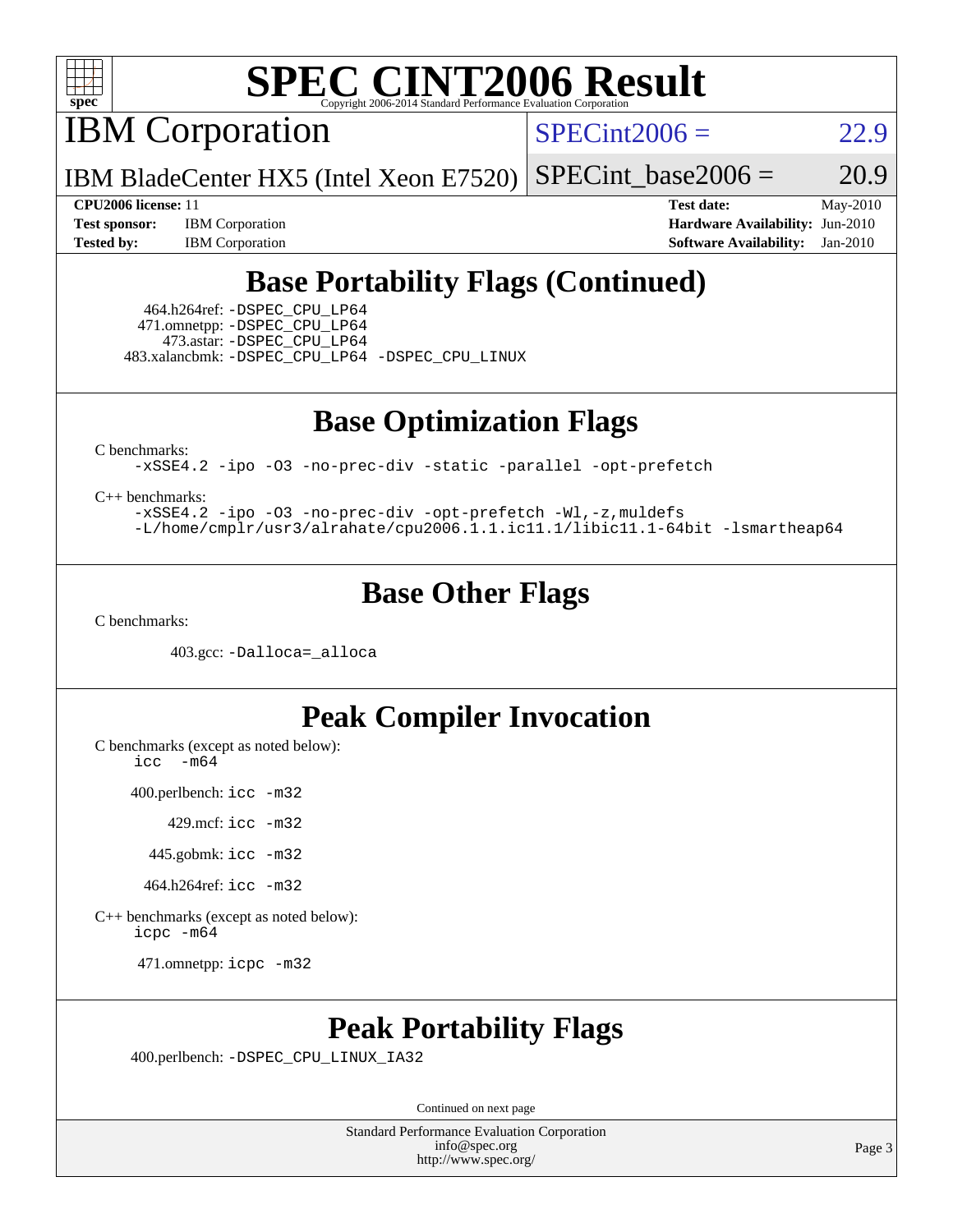# SPEC CINT2006 Result

Copyright 2006-2014 Standard Performance Evaluation Corporation

## IBM Corporation

IBM BladeCenter HX5 (Intel Xeon E7520)

SPECint2006 = 22.9

SPECint_base2006 = 20.9

**CPU2006 license:** 11
**Test sponsor:** IBM Corporation
**Tested by:** IBM Corporation

**Test date:** May-2010
**Hardware Availability:** Jun-2010
**Software Availability:** Jan-2010

## Base Portability Flags (Continued)

464.h264ref: `-DSPEC_CPU_LP64`
471.omnetpp: `-DSPEC_CPU_LP64`
473.astar: `-DSPEC_CPU_LP64`
483.xalancbmk: `-DSPEC_CPU_LP64 -DSPEC_CPU_LINUX`

## Base Optimization Flags

C benchmarks:

```
-xSSE4.2 -ipo -O3 -no-prec-div -static -parallel -opt-prefetch
```

C++ benchmarks:

```
-xSSE4.2 -ipo -O3 -no-prec-div -opt-prefetch -Wl,-z,muldefs
-L/home/cmplr/usr3/alrahate/cpu2006.1.1.ic11.1/libic11.1-64bit -lsmartheap64
```

## Base Other Flags

C benchmarks:

403.gcc: `-Dalloca=_alloca`

## Peak Compiler Invocation

C benchmarks (except as noted below):
`icc -m64`

400.perlbench: `icc -m32`

429.mcf: `icc -m32`

445.gobmk: `icc -m32`

464.h264ref: `icc -m32`

C++ benchmarks (except as noted below):
`icpc -m64`

471.omnetpp: `icpc -m32`

## Peak Portability Flags

400.perlbench: `-DSPEC_CPU_LINUX_IA32`

Continued on next page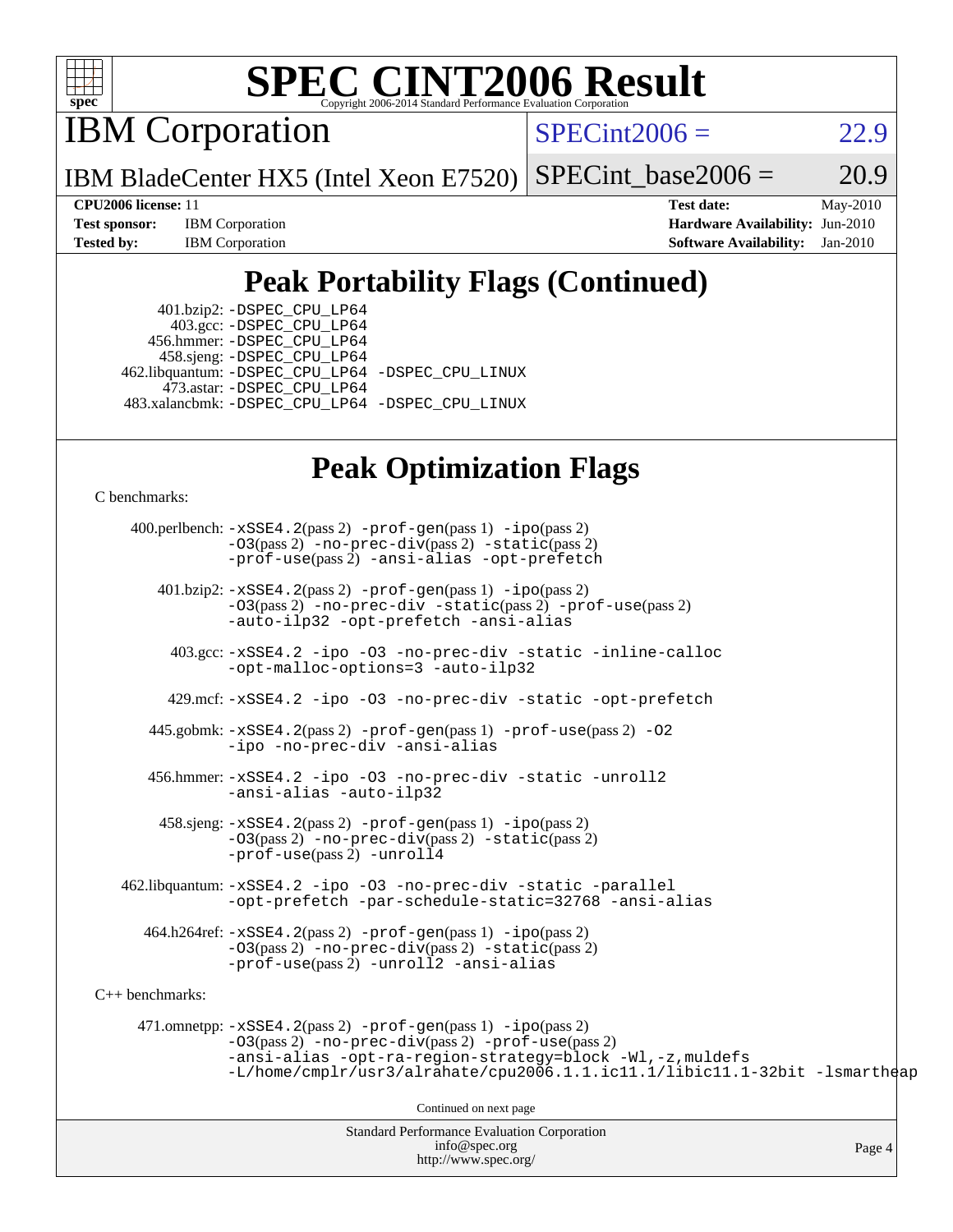# SPEC CINT2006 Result

Copyright 2006-2014 Standard Performance Evaluation Corporation

## IBM Corporation

IBM BladeCenter HX5 (Intel Xeon E7520)

SPECint2006 = 22.9

SPECint_base2006 = 20.9

**CPU2006 license:** 11
**Test sponsor:** IBM Corporation
**Tested by:** IBM Corporation

**Test date:** May-2010
**Hardware Availability:** Jun-2010
**Software Availability:** Jan-2010

## Peak Portability Flags (Continued)

401.bzip2: -DSPEC_CPU_LP64
403.gcc: -DSPEC_CPU_LP64
456.hmmer: -DSPEC_CPU_LP64
458.sjeng: -DSPEC_CPU_LP64
462.libquantum: -DSPEC_CPU_LP64 -DSPEC_CPU_LINUX
473.astar: -DSPEC_CPU_LP64
483.xalancbmk: -DSPEC_CPU_LP64 -DSPEC_CPU_LINUX

## Peak Optimization Flags

C benchmarks:

400.perlbench: -xSSE4.2(pass 2) -prof-gen(pass 1) -ipo(pass 2) -O3(pass 2) -no-prec-div(pass 2) -static(pass 2) -prof-use(pass 2) -ansi-alias -opt-prefetch

401.bzip2: -xSSE4.2(pass 2) -prof-gen(pass 1) -ipo(pass 2) -O3(pass 2) -no-prec-div -static(pass 2) -prof-use(pass 2) -auto-ilp32 -opt-prefetch -ansi-alias

403.gcc: -xSSE4.2 -ipo -O3 -no-prec-div -static -inline-calloc -opt-malloc-options=3 -auto-ilp32

429.mcf: -xSSE4.2 -ipo -O3 -no-prec-div -static -opt-prefetch

445.gobmk: -xSSE4.2(pass 2) -prof-gen(pass 1) -prof-use(pass 2) -O2 -ipo -no-prec-div -ansi-alias

456.hmmer: -xSSE4.2 -ipo -O3 -no-prec-div -static -unroll2 -ansi-alias -auto-ilp32

458.sjeng: -xSSE4.2(pass 2) -prof-gen(pass 1) -ipo(pass 2) -O3(pass 2) -no-prec-div(pass 2) -static(pass 2) -prof-use(pass 2) -unroll4

462.libquantum: -xSSE4.2 -ipo -O3 -no-prec-div -static -parallel -opt-prefetch -par-schedule-static=32768 -ansi-alias

464.h264ref: -xSSE4.2(pass 2) -prof-gen(pass 1) -ipo(pass 2) -O3(pass 2) -no-prec-div(pass 2) -static(pass 2) -prof-use(pass 2) -unroll2 -ansi-alias

C++ benchmarks:

471.omnetpp: -xSSE4.2(pass 2) -prof-gen(pass 1) -ipo(pass 2) -O3(pass 2) -no-prec-div(pass 2) -prof-use(pass 2) -ansi-alias -opt-ra-region-strategy=block -Wl,-z,muldefs -L/home/cmplr/usr3/alrahate/cpu2006.1.1.ic11.1/libic11.1-32bit -lsmartheap

Continued on next page

Standard Performance Evaluation Corporation
info@spec.org
http://www.spec.org/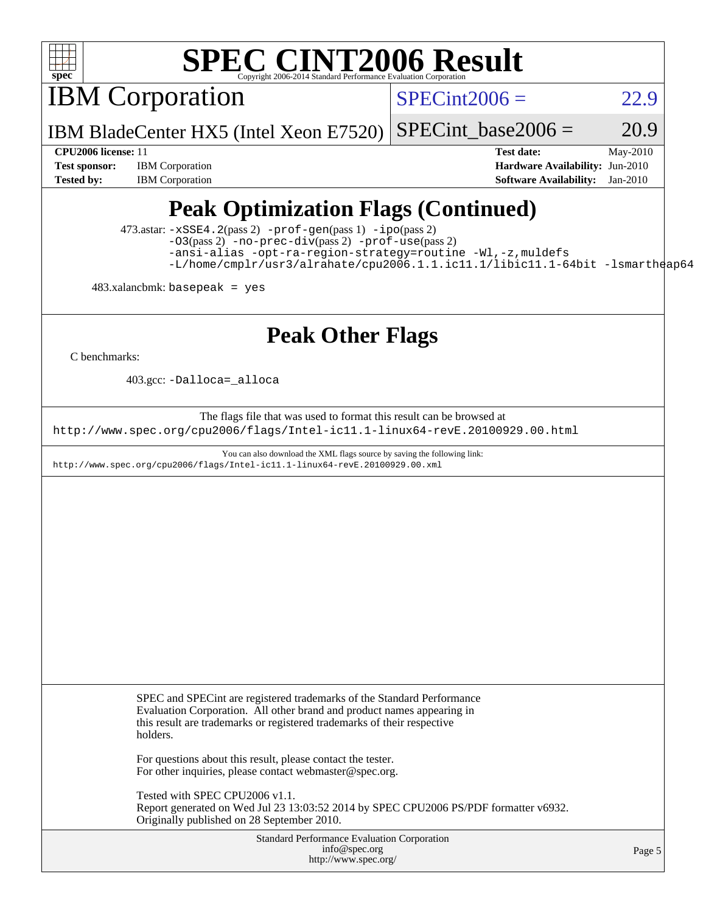# SPEC CINT2006 Result

Copyright 2006-2014 Standard Performance Evaluation Corporation

IBM Corporation

IBM BladeCenter HX5 (Intel Xeon E7520)

SPECint2006 = 22.9

SPECint_base2006 = 20.9

**CPU2006 license:** 11
**Test sponsor:** IBM Corporation
**Tested by:** IBM Corporation

**Test date:** May-2010
**Hardware Availability:** Jun-2010
**Software Availability:** Jan-2010

## Peak Optimization Flags (Continued)

473.astar: `-xSSE4.2`(pass 2) `-prof-gen`(pass 1) `-ipo`(pass 2) `-O3`(pass 2) `-no-prec-div`(pass 2) `-prof-use`(pass 2) `-ansi-alias` `-opt-ra-region-strategy=routine` `-Wl,-z,muldefs` `-L/home/cmplr/usr3/alrahate/cpu2006.1.1.ic11.1/libic11.1-64bit` `-lsmartheap64`

483.xalancbmk: `basepeak = yes`

## Peak Other Flags

C benchmarks:

403.gcc: `-Dalloca=_alloca`

The flags file that was used to format this result can be browsed at
http://www.spec.org/cpu2006/flags/Intel-ic11.1-linux64-revE.20100929.00.html

You can also download the XML flags source by saving the following link:
http://www.spec.org/cpu2006/flags/Intel-ic11.1-linux64-revE.20100929.00.xml

SPEC and SPECint are registered trademarks of the Standard Performance Evaluation Corporation. All other brand and product names appearing in this result are trademarks or registered trademarks of their respective holders.

For questions about this result, please contact the tester.
For other inquiries, please contact webmaster@spec.org.

Tested with SPEC CPU2006 v1.1.
Report generated on Wed Jul 23 13:03:52 2014 by SPEC CPU2006 PS/PDF formatter v6932.
Originally published on 28 September 2010.

Standard Performance Evaluation Corporation
info@spec.org
http://www.spec.org/